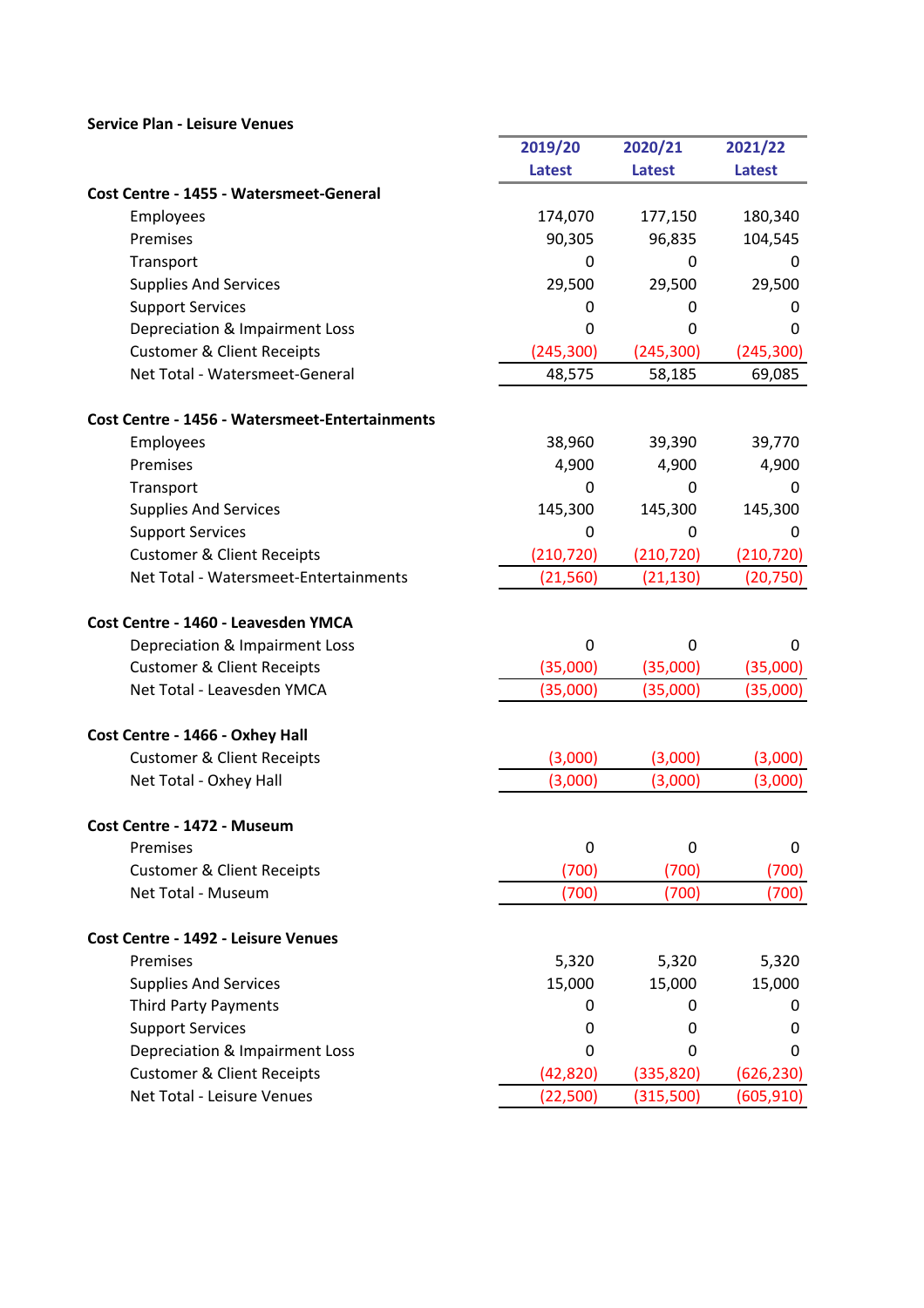**Service Plan - Leisure Venues**

| | 2019/20 Latest | 2020/21 Latest | 2021/22 Latest |
|---|---|---|---|
| **Cost Centre - 1455 - Watersmeet-General** | | | |
| Employees | 174,070 | 177,150 | 180,340 |
| Premises | 90,305 | 96,835 | 104,545 |
| Transport | 0 | 0 | 0 |
| Supplies And Services | 29,500 | 29,500 | 29,500 |
| Support Services | 0 | 0 | 0 |
| Depreciation & Impairment Loss | 0 | 0 | 0 |
| Customer & Client Receipts | (245,300) | (245,300) | (245,300) |
| Net Total - Watersmeet-General | 48,575 | 58,185 | 69,085 |
| | | | |
| **Cost Centre - 1456 - Watersmeet-Entertainments** | | | |
| Employees | 38,960 | 39,390 | 39,770 |
| Premises | 4,900 | 4,900 | 4,900 |
| Transport | 0 | 0 | 0 |
| Supplies And Services | 145,300 | 145,300 | 145,300 |
| Support Services | 0 | 0 | 0 |
| Customer & Client Receipts | (210,720) | (210,720) | (210,720) |
| Net Total - Watersmeet-Entertainments | (21,560) | (21,130) | (20,750) |
| | | | |
| **Cost Centre - 1460 - Leavesden YMCA** | | | |
| Depreciation & Impairment Loss | 0 | 0 | 0 |
| Customer & Client Receipts | (35,000) | (35,000) | (35,000) |
| Net Total - Leavesden YMCA | (35,000) | (35,000) | (35,000) |
| | | | |
| **Cost Centre - 1466 - Oxhey Hall** | | | |
| Customer & Client Receipts | (3,000) | (3,000) | (3,000) |
| Net Total - Oxhey Hall | (3,000) | (3,000) | (3,000) |
| | | | |
| **Cost Centre - 1472 - Museum** | | | |
| Premises | 0 | 0 | 0 |
| Customer & Client Receipts | (700) | (700) | (700) |
| Net Total - Museum | (700) | (700) | (700) |
| | | | |
| **Cost Centre - 1492 - Leisure Venues** | | | |
| Premises | 5,320 | 5,320 | 5,320 |
| Supplies And Services | 15,000 | 15,000 | 15,000 |
| Third Party Payments | 0 | 0 | 0 |
| Support Services | 0 | 0 | 0 |
| Depreciation & Impairment Loss | 0 | 0 | 0 |
| Customer & Client Receipts | (42,820) | (335,820) | (626,230) |
| Net Total - Leisure Venues | (22,500) | (315,500) | (605,910) |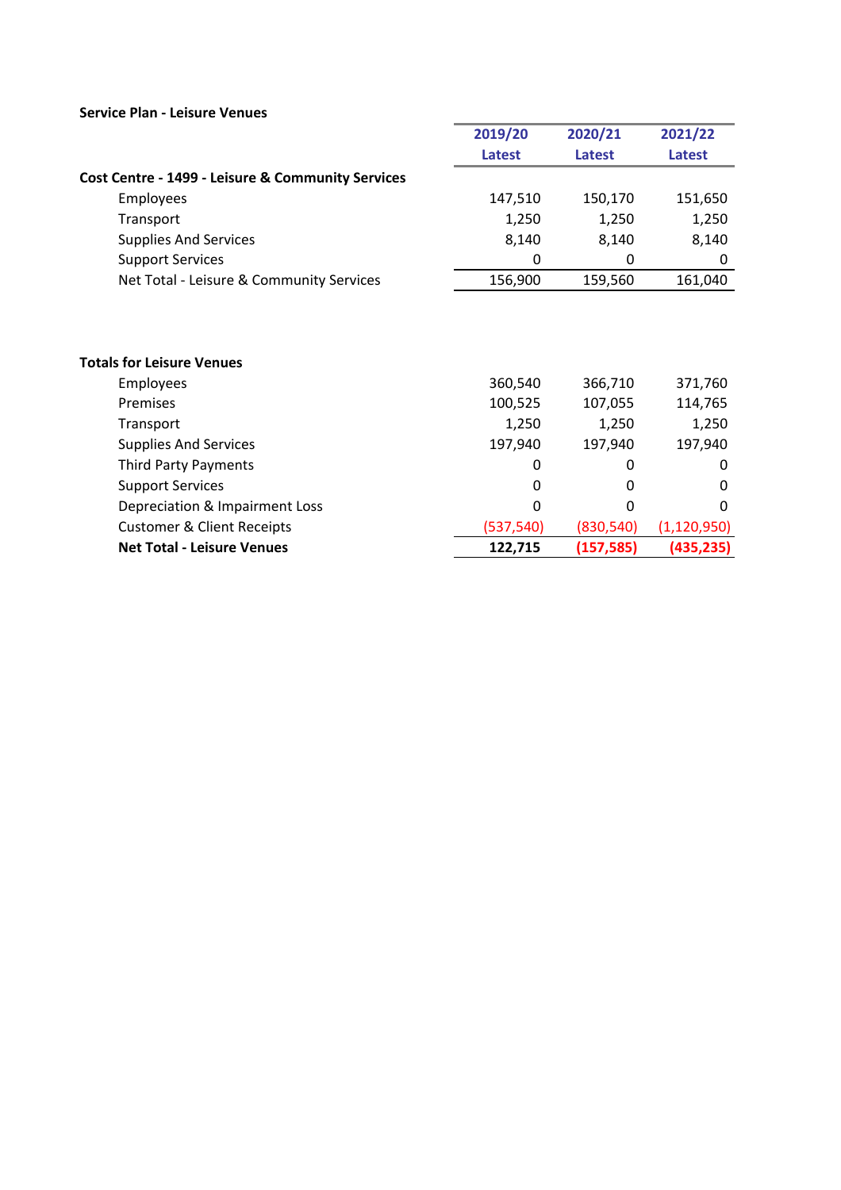**Service Plan - Leisure Venues**

| | 2019/20 Latest | 2020/21 Latest | 2021/22 Latest |
|---|---|---|---|
| **Cost Centre - 1499 - Leisure & Community Services** | | | |
| Employees | 147,510 | 150,170 | 151,650 |
| Transport | 1,250 | 1,250 | 1,250 |
| Supplies And Services | 8,140 | 8,140 | 8,140 |
| Support Services | 0 | 0 | 0 |
| Net Total - Leisure & Community Services | 156,900 | 159,560 | 161,040 |

| | 2019/20 Latest | 2020/21 Latest | 2021/22 Latest |
|---|---|---|---|
| **Totals for Leisure Venues** | | | |
| Employees | 360,540 | 366,710 | 371,760 |
| Premises | 100,525 | 107,055 | 114,765 |
| Transport | 1,250 | 1,250 | 1,250 |
| Supplies And Services | 197,940 | 197,940 | 197,940 |
| Third Party Payments | 0 | 0 | 0 |
| Support Services | 0 | 0 | 0 |
| Depreciation & Impairment Loss | 0 | 0 | 0 |
| Customer & Client Receipts | (537,540) | (830,540) | (1,120,950) |
| **Net Total - Leisure Venues** | **122,715** | **(157,585)** | **(435,235)** |